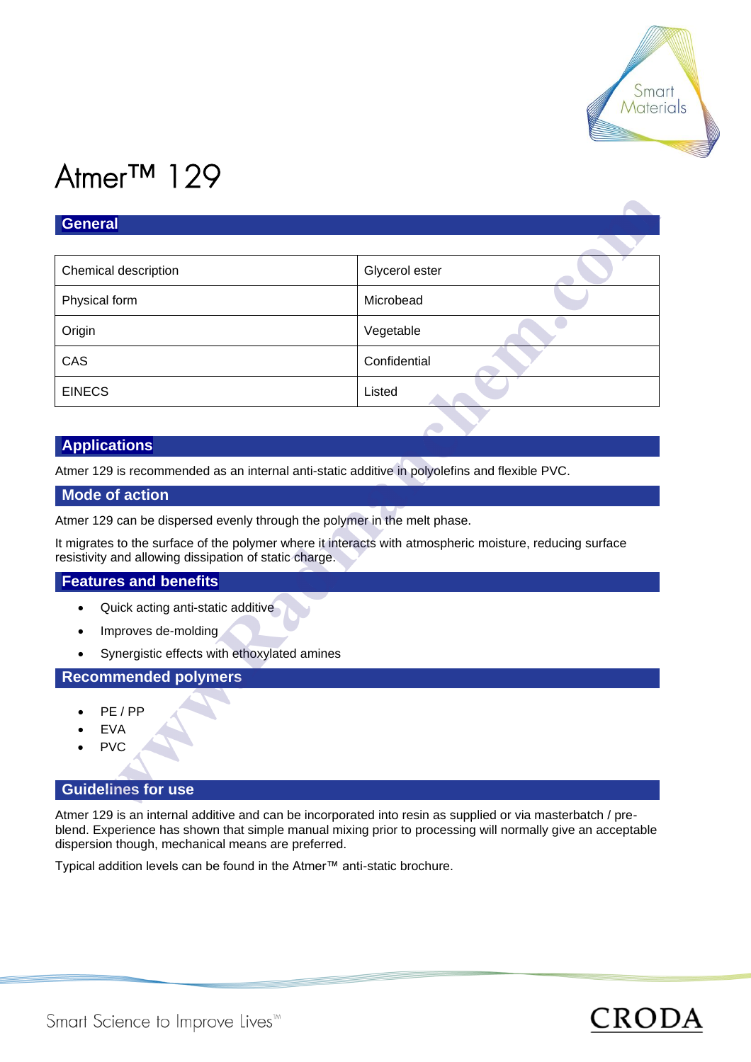# Atmer™ 129

## General

| Chemical description | Glycerol ester |
|---|---|
| Physical form | Microbead |
| Origin | Vegetable |
| CAS | Confidential |
| EINECS | Listed |

## Applications

Atmer 129 is recommended as an internal anti-static additive in polyolefins and flexible PVC.

## Mode of action

Atmer 129 can be dispersed evenly through the polymer in the melt phase.

It migrates to the surface of the polymer where it interacts with atmospheric moisture, reducing surface resistivity and allowing dissipation of static charge.

## Features and benefits

- Quick acting anti-static additive
- Improves de-molding
- Synergistic effects with ethoxylated amines

## Recommended polymers

- PE / PP
- EVA
- PVC

## Guidelines for use

Atmer 129 is an internal additive and can be incorporated into resin as supplied or via masterbatch / pre-blend. Experience has shown that simple manual mixing prior to processing will normally give an acceptable dispersion though, mechanical means are preferred.

Typical addition levels can be found in the Atmer™ anti-static brochure.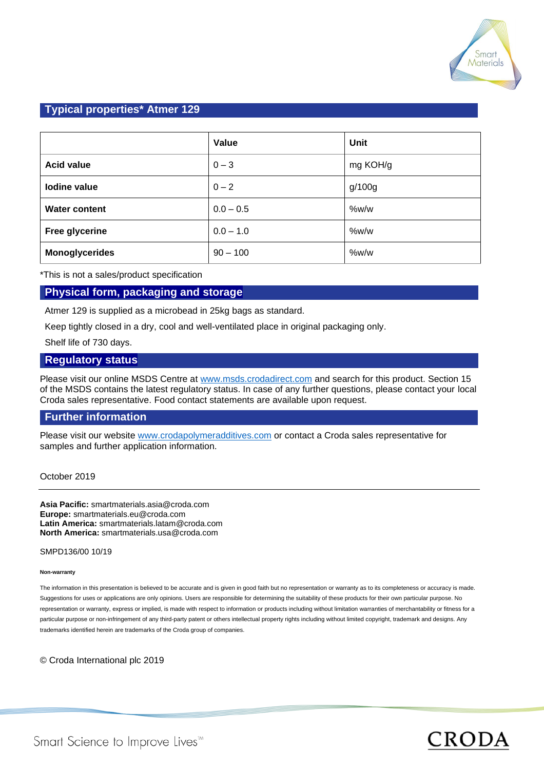## Typical properties* Atmer 129

| | Value | Unit |
|---|---|---|
| **Acid value** | 0 – 3 | mg KOH/g |
| **Iodine value** | 0 – 2 | g/100g |
| **Water content** | 0.0 – 0.5 | %w/w |
| **Free glycerine** | 0.0 – 1.0 | %w/w |
| **Monoglycerides** | 90 – 100 | %w/w |

*This is not a sales/product specification

## Physical form, packaging and storage

Atmer 129 is supplied as a microbead in 25kg bags as standard.

Keep tightly closed in a dry, cool and well-ventilated place in original packaging only.

Shelf life of 730 days.

## Regulatory status

Please visit our online MSDS Centre at www.msds.crodadirect.com and search for this product. Section 15 of the MSDS contains the latest regulatory status. In case of any further questions, please contact your local Croda sales representative. Food contact statements are available upon request.

## Further information

Please visit our website www.crodapolymeradditives.com or contact a Croda sales representative for samples and further application information.

October 2019

**Asia Pacific:** smartmaterials.asia@croda.com
**Europe:** smartmaterials.eu@croda.com
**Latin America:** smartmaterials.latam@croda.com
**North America:** smartmaterials.usa@croda.com

SMPD136/00 10/19

**Non-warranty**

The information in this presentation is believed to be accurate and is given in good faith but no representation or warranty as to its completeness or accuracy is made. Suggestions for uses or applications are only opinions. Users are responsible for determining the suitability of these products for their own particular purpose. No representation or warranty, express or implied, is made with respect to information or products including without limitation warranties of merchantability or fitness for a particular purpose or non-infringement of any third-party patent or others intellectual property rights including without limited copyright, trademark and designs. Any trademarks identified herein are trademarks of the Croda group of companies.

© Croda International plc 2019